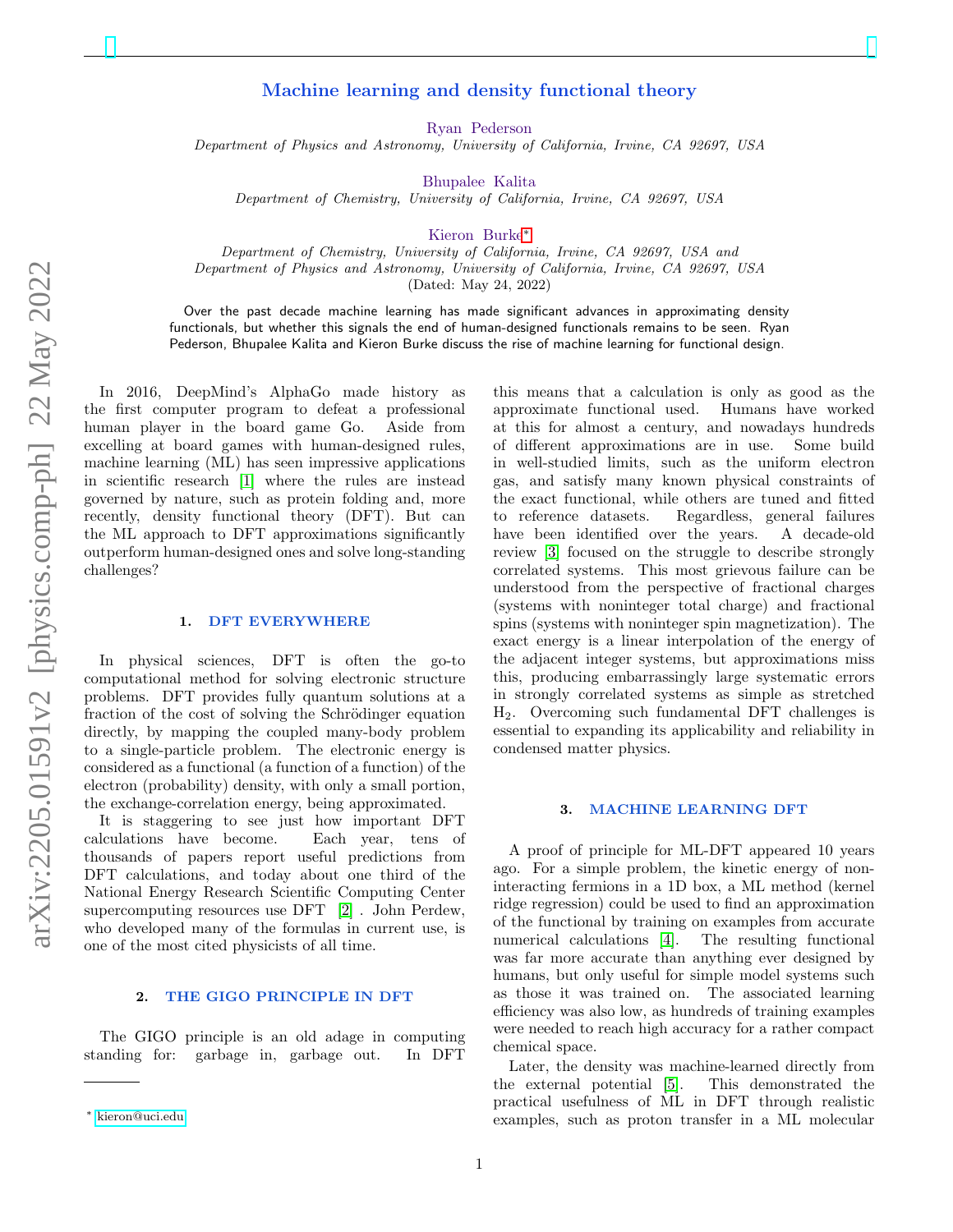# Machine learning and density functional theory

Ryan Pederson

*Department of Physics and Astronomy, University of California, Irvine, CA 92697, USA*

Bhupalee Kalita

*Department of Chemistry, University of California, Irvine, CA 92697, USA*

Kieron Burke[*]

*Department of Chemistry, University of California, Irvine, CA 92697, USA and*
*Department of Physics and Astronomy, University of California, Irvine, CA 92697, USA*

(Dated: May 24, 2022)

Over the past decade machine learning has made significant advances in approximating density functionals, but whether this signals the end of human-designed functionals remains to be seen. Ryan Pederson, Bhupalee Kalita and Kieron Burke discuss the rise of machine learning for functional design.

In 2016, DeepMind's AlphaGo made history as the first computer program to defeat a professional human player in the board game Go. Aside from excelling at board games with human-designed rules, machine learning (ML) has seen impressive applications in scientific research [1] where the rules are instead governed by nature, such as protein folding and, more recently, density functional theory (DFT). But can the ML approach to DFT approximations significantly outperform human-designed ones and solve long-standing challenges?

## 1. DFT EVERYWHERE

In physical sciences, DFT is often the go-to computational method for solving electronic structure problems. DFT provides fully quantum solutions at a fraction of the cost of solving the Schrödinger equation directly, by mapping the coupled many-body problem to a single-particle problem. The electronic energy is considered as a functional (a function of a function) of the electron (probability) density, with only a small portion, the exchange-correlation energy, being approximated.

It is staggering to see just how important DFT calculations have become. Each year, tens of thousands of papers report useful predictions from DFT calculations, and today about one third of the National Energy Research Scientific Computing Center supercomputing resources use DFT [2] . John Perdew, who developed many of the formulas in current use, is one of the most cited physicists of all time.

## 2. THE GIGO PRINCIPLE IN DFT

The GIGO principle is an old adage in computing standing for: garbage in, garbage out. In DFT this means that a calculation is only as good as the approximate functional used. Humans have worked at this for almost a century, and nowadays hundreds of different approximations are in use. Some build in well-studied limits, such as the uniform electron gas, and satisfy many known physical constraints of the exact functional, while others are tuned and fitted to reference datasets. Regardless, general failures have been identified over the years. A decade-old review [3] focused on the struggle to describe strongly correlated systems. This most grievous failure can be understood from the perspective of fractional charges (systems with noninteger total charge) and fractional spins (systems with noninteger spin magnetization). The exact energy is a linear interpolation of the energy of the adjacent integer systems, but approximations miss this, producing embarrassingly large systematic errors in strongly correlated systems as simple as stretched $H_2$. Overcoming such fundamental DFT challenges is essential to expanding its applicability and reliability in condensed matter physics.

## 3. MACHINE LEARNING DFT

A proof of principle for ML-DFT appeared 10 years ago. For a simple problem, the kinetic energy of non-interacting fermions in a 1D box, a ML method (kernel ridge regression) could be used to find an approximation of the functional by training on examples from accurate numerical calculations [4]. The resulting functional was far more accurate than anything ever designed by humans, but only useful for simple model systems such as those it was trained on. The associated learning efficiency was also low, as hundreds of training examples were needed to reach high accuracy for a rather compact chemical space.

Later, the density was machine-learned directly from the external potential [5]. This demonstrated the practical usefulness of ML in DFT through realistic examples, such as proton transfer in a ML molecular

[*] kieron@uci.edu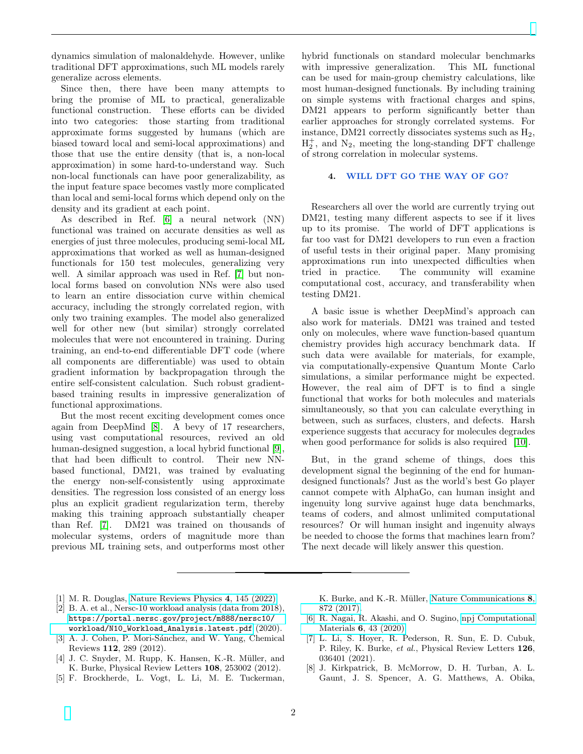dynamics simulation of malonaldehyde. However, unlike traditional DFT approximations, such ML models rarely generalize across elements.

Since then, there have been many attempts to bring the promise of ML to practical, generalizable functional construction. These efforts can be divided into two categories: those starting from traditional approximate forms suggested by humans (which are biased toward local and semi-local approximations) and those that use the entire density (that is, a non-local approximation) in some hard-to-understand way. Such non-local functionals can have poor generalizability, as the input feature space becomes vastly more complicated than local and semi-local forms which depend only on the density and its gradient at each point.

As described in Ref. [6] a neural network (NN) functional was trained on accurate densities as well as energies of just three molecules, producing semi-local ML approximations that worked as well as human-designed functionals for 150 test molecules, generalizing very well. A similar approach was used in Ref. [7] but non-local forms based on convolution NNs were also used to learn an entire dissociation curve within chemical accuracy, including the strongly correlated region, with only two training examples. The model also generalized well for other new (but similar) strongly correlated molecules that were not encountered in training. During training, an end-to-end differentiable DFT code (where all components are differentiable) was used to obtain gradient information by backpropagation through the entire self-consistent calculation. Such robust gradient-based training results in impressive generalization of functional approximations.

But the most recent exciting development comes once again from DeepMind [8]. A bevy of 17 researchers, using vast computational resources, revived an old human-designed suggestion, a local hybrid functional [9], that had been difficult to control. Their new NN-based functional, DM21, was trained by evaluating the energy non-self-consistently using approximate densities. The regression loss consisted of an energy loss plus an explicit gradient regularization term, thereby making this training approach substantially cheaper than Ref. [7]. DM21 was trained on thousands of molecular systems, orders of magnitude more than previous ML training sets, and outperforms most other hybrid functionals on standard molecular benchmarks with impressive generalization. This ML functional can be used for main-group chemistry calculations, like most human-designed functionals. By including training on simple systems with fractional charges and spins, DM21 appears to perform significantly better than earlier approaches for strongly correlated systems. For instance, DM21 correctly dissociates systems such as $H_2$, $H_2^+$, and $N_2$, meeting the long-standing DFT challenge of strong correlation in molecular systems.

## 4. WILL DFT GO THE WAY OF GO?

Researchers all over the world are currently trying out DM21, testing many different aspects to see if it lives up to its promise. The world of DFT applications is far too vast for DM21 developers to run even a fraction of useful tests in their original paper. Many promising approximations run into unexpected difficulties when tried in practice. The community will examine computational cost, accuracy, and transferability when testing DM21.

A basic issue is whether DeepMind's approach can also work for materials. DM21 was trained and tested only on molecules, where wave function-based quantum chemistry provides high accuracy benchmark data. If such data were available for materials, for example, via computationally-expensive Quantum Monte Carlo simulations, a similar performance might be expected. However, the real aim of DFT is to find a single functional that works for both molecules and materials simultaneously, so that you can calculate everything in between, such as surfaces, clusters, and defects. Harsh experience suggests that accuracy for molecules degrades when good performance for solids is also required [10].

But, in the grand scheme of things, does this development signal the beginning of the end for human-designed functionals? Just as the world's best Go player cannot compete with AlphaGo, can human insight and ingenuity long survive against huge data benchmarks, teams of coders, and almost unlimited computational resources? Or will human insight and ingenuity always be needed to choose the forms that machines learn from? The next decade will likely answer this question.

---

[1] M. R. Douglas, Nature Reviews Physics **4**, 145 (2022).

[2] B. A. et al., Nersc-10 workload analysis (data from 2018), https://portal.nersc.gov/project/m888/nersc10/workload/N10_Workload_Analysis.latest.pdf (2020).

[3] A. J. Cohen, P. Mori-Sánchez, and W. Yang, Chemical Reviews **112**, 289 (2012).

[4] J. C. Snyder, M. Rupp, K. Hansen, K.-R. Müller, and K. Burke, Physical Review Letters **108**, 253002 (2012).

[5] F. Brockherde, L. Vogt, L. Li, M. E. Tuckerman, K. Burke, and K.-R. Müller, Nature Communications **8**, 872 (2017).

[6] R. Nagai, R. Akashi, and O. Sugino, npj Computational Materials **6**, 43 (2020).

[7] L. Li, S. Hoyer, R. Pederson, R. Sun, E. D. Cubuk, P. Riley, K. Burke, *et al.*, Physical Review Letters **126**, 036401 (2021).

[8] J. Kirkpatrick, B. McMorrow, D. H. Turban, A. L. Gaunt, J. S. Spencer, A. G. Matthews, A. Obika,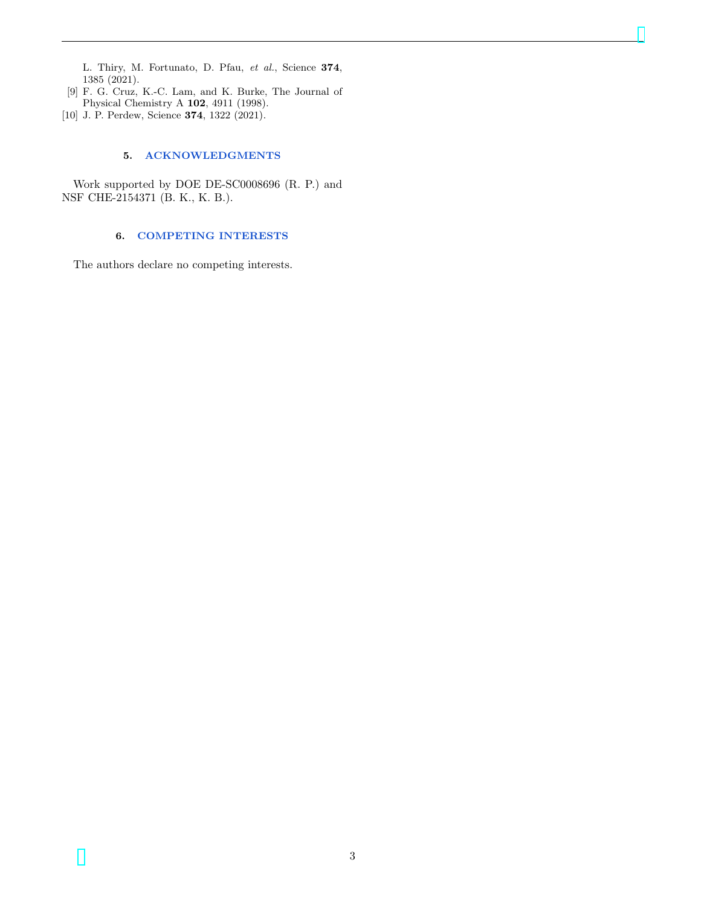L. Thiry, M. Fortunato, D. Pfau, *et al.*, Science **374**, 1385 (2021).

[9] F. G. Cruz, K.-C. Lam, and K. Burke, The Journal of Physical Chemistry A **102**, 4911 (1998).

[10] J. P. Perdew, Science **374**, 1322 (2021).

## 5. ACKNOWLEDGMENTS

Work supported by DOE DE-SC0008696 (R. P.) and NSF CHE-2154371 (B. K., K. B.).

## 6. COMPETING INTERESTS

The authors declare no competing interests.